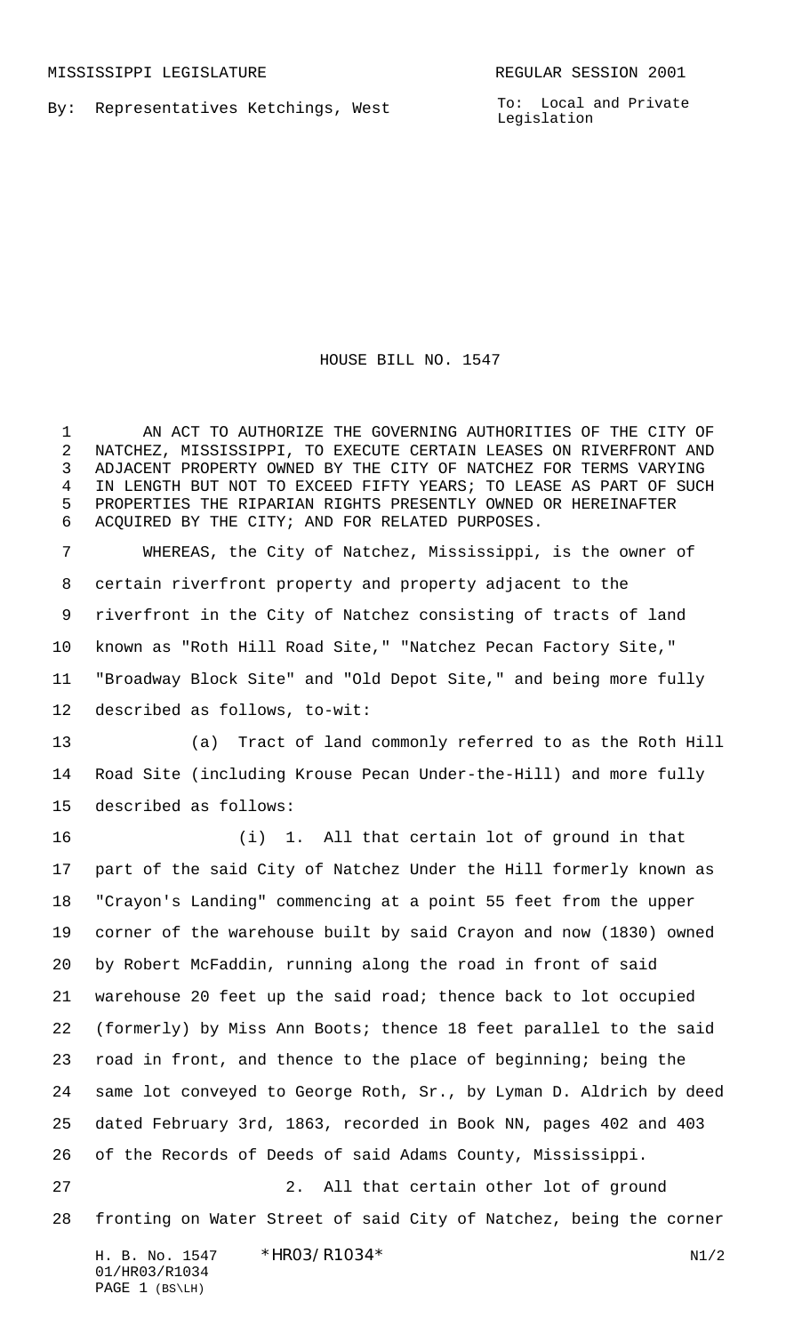MISSISSIPPI LEGISLATURE REGULAR SESSION 2001

By: Representatives Ketchings, West

To: Local and Private Legislation

# HOUSE BILL NO. 1547

AN ACT TO AUTHORIZE THE GOVERNING AUTHORITIES OF THE CITY OF NATCHEZ, MISSISSIPPI, TO EXECUTE CERTAIN LEASES ON RIVERFRONT AND ADJACENT PROPERTY OWNED BY THE CITY OF NATCHEZ FOR TERMS VARYING IN LENGTH BUT NOT TO EXCEED FIFTY YEARS; TO LEASE AS PART OF SUCH PROPERTIES THE RIPARIAN RIGHTS PRESENTLY OWNED OR HEREINAFTER ACQUIRED BY THE CITY; AND FOR RELATED PURPOSES.

WHEREAS, the City of Natchez, Mississippi, is the owner of certain riverfront property and property adjacent to the riverfront in the City of Natchez consisting of tracts of land known as "Roth Hill Road Site," "Natchez Pecan Factory Site," "Broadway Block Site" and "Old Depot Site," and being more fully described as follows, to-wit:

(a) Tract of land commonly referred to as the Roth Hill Road Site (including Krouse Pecan Under-the-Hill) and more fully described as follows:

(i) 1. All that certain lot of ground in that part of the said City of Natchez Under the Hill formerly known as "Crayon's Landing" commencing at a point 55 feet from the upper corner of the warehouse built by said Crayon and now (1830) owned by Robert McFaddin, running along the road in front of said warehouse 20 feet up the said road; thence back to lot occupied (formerly) by Miss Ann Boots; thence 18 feet parallel to the said road in front, and thence to the place of beginning; being the same lot conveyed to George Roth, Sr., by Lyman D. Aldrich by deed dated February 3rd, 1863, recorded in Book NN, pages 402 and 403 of the Records of Deeds of said Adams County, Mississippi.

2. All that certain other lot of ground fronting on Water Street of said City of Natchez, being the corner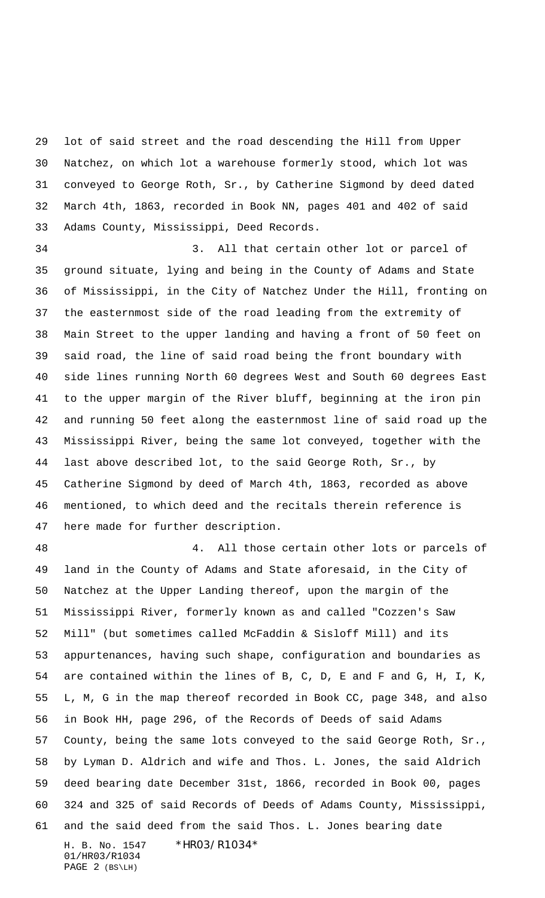lot of said street and the road descending the Hill from Upper Natchez, on which lot a warehouse formerly stood, which lot was conveyed to George Roth, Sr., by Catherine Sigmond by deed dated March 4th, 1863, recorded in Book NN, pages 401 and 402 of said Adams County, Mississippi, Deed Records.

3. All that certain other lot or parcel of ground situate, lying and being in the County of Adams and State of Mississippi, in the City of Natchez Under the Hill, fronting on the easternmost side of the road leading from the extremity of Main Street to the upper landing and having a front of 50 feet on said road, the line of said road being the front boundary with side lines running North 60 degrees West and South 60 degrees East to the upper margin of the River bluff, beginning at the iron pin and running 50 feet along the easternmost line of said road up the Mississippi River, being the same lot conveyed, together with the last above described lot, to the said George Roth, Sr., by Catherine Sigmond by deed of March 4th, 1863, recorded as above mentioned, to which deed and the recitals therein reference is here made for further description.

4. All those certain other lots or parcels of land in the County of Adams and State aforesaid, in the City of Natchez at the Upper Landing thereof, upon the margin of the Mississippi River, formerly known as and called "Cozzen's Saw Mill" (but sometimes called McFaddin & Sisloff Mill) and its appurtenances, having such shape, configuration and boundaries as are contained within the lines of B, C, D, E and F and G, H, I, K, L, M, G in the map thereof recorded in Book CC, page 348, and also in Book HH, page 296, of the Records of Deeds of said Adams County, being the same lots conveyed to the said George Roth, Sr., by Lyman D. Aldrich and wife and Thos. L. Jones, the said Aldrich deed bearing date December 31st, 1866, recorded in Book 00, pages 324 and 325 of said Records of Deeds of Adams County, Mississippi, and the said deed from the said Thos. L. Jones bearing date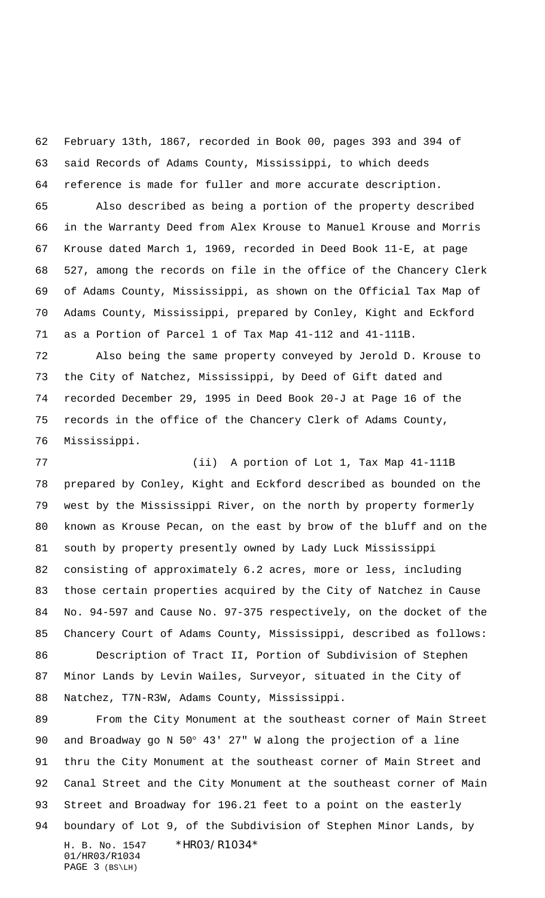February 13th, 1867, recorded in Book 00, pages 393 and 394 of said Records of Adams County, Mississippi, to which deeds reference is made for fuller and more accurate description.

Also described as being a portion of the property described in the Warranty Deed from Alex Krouse to Manuel Krouse and Morris Krouse dated March 1, 1969, recorded in Deed Book 11-E, at page 527, among the records on file in the office of the Chancery Clerk of Adams County, Mississippi, as shown on the Official Tax Map of Adams County, Mississippi, prepared by Conley, Kight and Eckford as a Portion of Parcel 1 of Tax Map 41-112 and 41-111B.

Also being the same property conveyed by Jerold D. Krouse to the City of Natchez, Mississippi, by Deed of Gift dated and recorded December 29, 1995 in Deed Book 20-J at Page 16 of the records in the office of the Chancery Clerk of Adams County, Mississippi.

(ii) A portion of Lot 1, Tax Map 41-111B prepared by Conley, Kight and Eckford described as bounded on the west by the Mississippi River, on the north by property formerly known as Krouse Pecan, on the east by brow of the bluff and on the south by property presently owned by Lady Luck Mississippi consisting of approximately 6.2 acres, more or less, including those certain properties acquired by the City of Natchez in Cause No. 94-597 and Cause No. 97-375 respectively, on the docket of the Chancery Court of Adams County, Mississippi, described as follows:

Description of Tract II, Portion of Subdivision of Stephen Minor Lands by Levin Wailes, Surveyor, situated in the City of Natchez, T7N-R3W, Adams County, Mississippi.

From the City Monument at the southeast corner of Main Street and Broadway go N 50° 43' 27" W along the projection of a line thru the City Monument at the southeast corner of Main Street and Canal Street and the City Monument at the southeast corner of Main Street and Broadway for 196.21 feet to a point on the easterly boundary of Lot 9, of the Subdivision of Stephen Minor Lands, by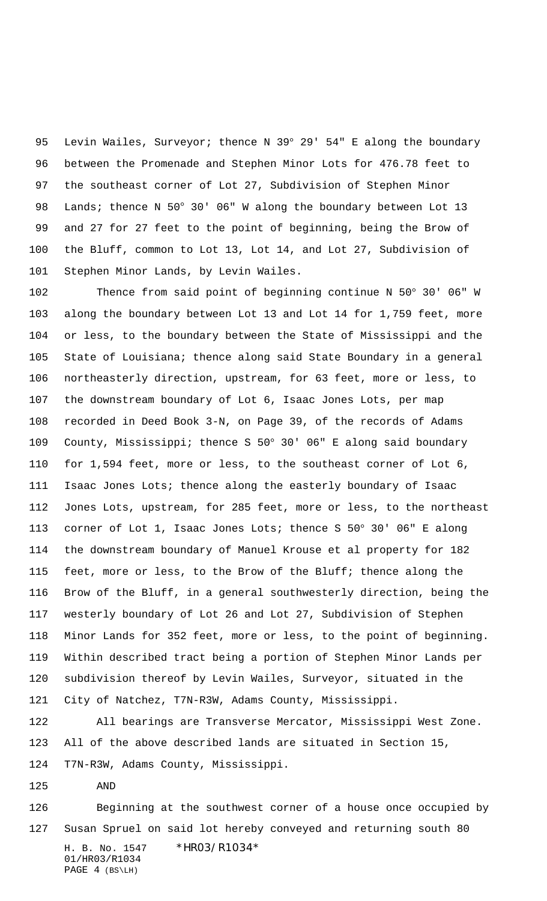Levin Wailes, Surveyor; thence N 39° 29' 54" E along the boundary between the Promenade and Stephen Minor Lots for 476.78 feet to the southeast corner of Lot 27, Subdivision of Stephen Minor Lands; thence N 50° 30' 06" W along the boundary between Lot 13 and 27 for 27 feet to the point of beginning, being the Brow of the Bluff, common to Lot 13, Lot 14, and Lot 27, Subdivision of Stephen Minor Lands, by Levin Wailes.

Thence from said point of beginning continue N 50° 30' 06" W along the boundary between Lot 13 and Lot 14 for 1,759 feet, more or less, to the boundary between the State of Mississippi and the State of Louisiana; thence along said State Boundary in a general northeasterly direction, upstream, for 63 feet, more or less, to the downstream boundary of Lot 6, Isaac Jones Lots, per map recorded in Deed Book 3-N, on Page 39, of the records of Adams County, Mississippi; thence S 50° 30' 06" E along said boundary for 1,594 feet, more or less, to the southeast corner of Lot 6, Isaac Jones Lots; thence along the easterly boundary of Isaac Jones Lots, upstream, for 285 feet, more or less, to the northeast corner of Lot 1, Isaac Jones Lots; thence S 50° 30' 06" E along the downstream boundary of Manuel Krouse et al property for 182 feet, more or less, to the Brow of the Bluff; thence along the Brow of the Bluff, in a general southwesterly direction, being the westerly boundary of Lot 26 and Lot 27, Subdivision of Stephen Minor Lands for 352 feet, more or less, to the point of beginning. Within described tract being a portion of Stephen Minor Lands per subdivision thereof by Levin Wailes, Surveyor, situated in the City of Natchez, T7N-R3W, Adams County, Mississippi.

All bearings are Transverse Mercator, Mississippi West Zone. All of the above described lands are situated in Section 15, T7N-R3W, Adams County, Mississippi.

AND

Beginning at the southwest corner of a house once occupied by Susan Spruel on said lot hereby conveyed and returning south 80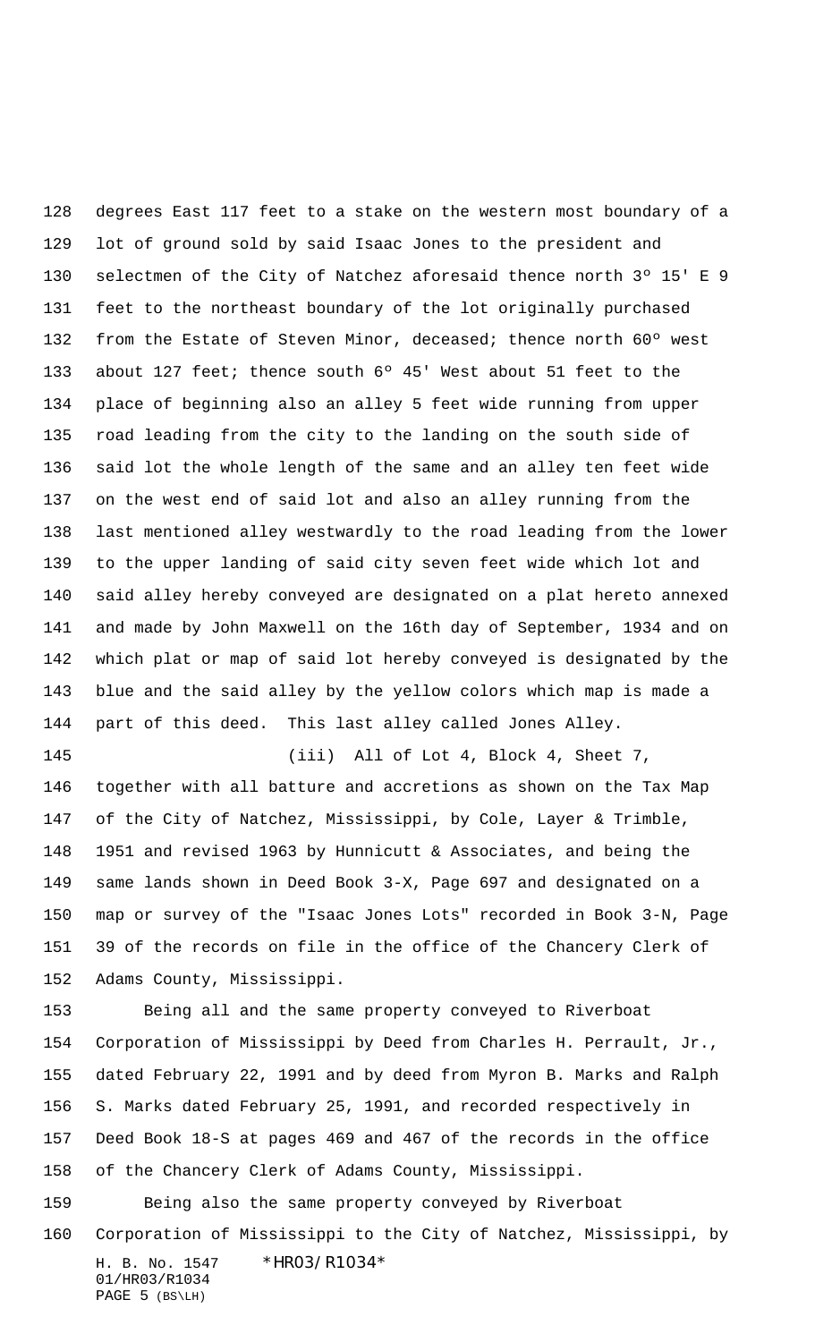degrees East 117 feet to a stake on the western most boundary of a lot of ground sold by said Isaac Jones to the president and selectmen of the City of Natchez aforesaid thence north 3º 15' E 9 feet to the northeast boundary of the lot originally purchased from the Estate of Steven Minor, deceased; thence north 60º west about 127 feet; thence south 6º 45' West about 51 feet to the place of beginning also an alley 5 feet wide running from upper road leading from the city to the landing on the south side of said lot the whole length of the same and an alley ten feet wide on the west end of said lot and also an alley running from the last mentioned alley westwardly to the road leading from the lower to the upper landing of said city seven feet wide which lot and said alley hereby conveyed are designated on a plat hereto annexed and made by John Maxwell on the 16th day of September, 1934 and on which plat or map of said lot hereby conveyed is designated by the blue and the said alley by the yellow colors which map is made a part of this deed. This last alley called Jones Alley.

(iii) All of Lot 4, Block 4, Sheet 7, together with all batture and accretions as shown on the Tax Map of the City of Natchez, Mississippi, by Cole, Layer & Trimble, 1951 and revised 1963 by Hunnicutt & Associates, and being the same lands shown in Deed Book 3-X, Page 697 and designated on a map or survey of the "Isaac Jones Lots" recorded in Book 3-N, Page 39 of the records on file in the office of the Chancery Clerk of Adams County, Mississippi.

Being all and the same property conveyed to Riverboat Corporation of Mississippi by Deed from Charles H. Perrault, Jr., dated February 22, 1991 and by deed from Myron B. Marks and Ralph S. Marks dated February 25, 1991, and recorded respectively in Deed Book 18-S at pages 469 and 467 of the records in the office of the Chancery Clerk of Adams County, Mississippi.

Being also the same property conveyed by Riverboat Corporation of Mississippi to the City of Natchez, Mississippi, by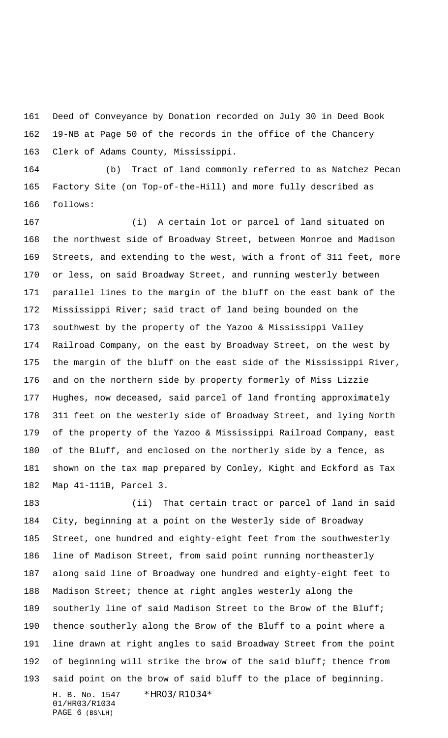Deed of Conveyance by Donation recorded on July 30 in Deed Book 19-NB at Page 50 of the records in the office of the Chancery Clerk of Adams County, Mississippi.

(b) Tract of land commonly referred to as Natchez Pecan Factory Site (on Top-of-the-Hill) and more fully described as follows:

(i) A certain lot or parcel of land situated on the northwest side of Broadway Street, between Monroe and Madison Streets, and extending to the west, with a front of 311 feet, more or less, on said Broadway Street, and running westerly between parallel lines to the margin of the bluff on the east bank of the Mississippi River; said tract of land being bounded on the southwest by the property of the Yazoo & Mississippi Valley Railroad Company, on the east by Broadway Street, on the west by the margin of the bluff on the east side of the Mississippi River, and on the northern side by property formerly of Miss Lizzie Hughes, now deceased, said parcel of land fronting approximately 311 feet on the westerly side of Broadway Street, and lying North of the property of the Yazoo & Mississippi Railroad Company, east of the Bluff, and enclosed on the northerly side by a fence, as shown on the tax map prepared by Conley, Kight and Eckford as Tax Map 41-111B, Parcel 3.

(ii) That certain tract or parcel of land in said City, beginning at a point on the Westerly side of Broadway Street, one hundred and eighty-eight feet from the southwesterly line of Madison Street, from said point running northeasterly along said line of Broadway one hundred and eighty-eight feet to Madison Street; thence at right angles westerly along the southerly line of said Madison Street to the Brow of the Bluff; thence southerly along the Brow of the Bluff to a point where a line drawn at right angles to said Broadway Street from the point of beginning will strike the brow of the said bluff; thence from said point on the brow of said bluff to the place of beginning.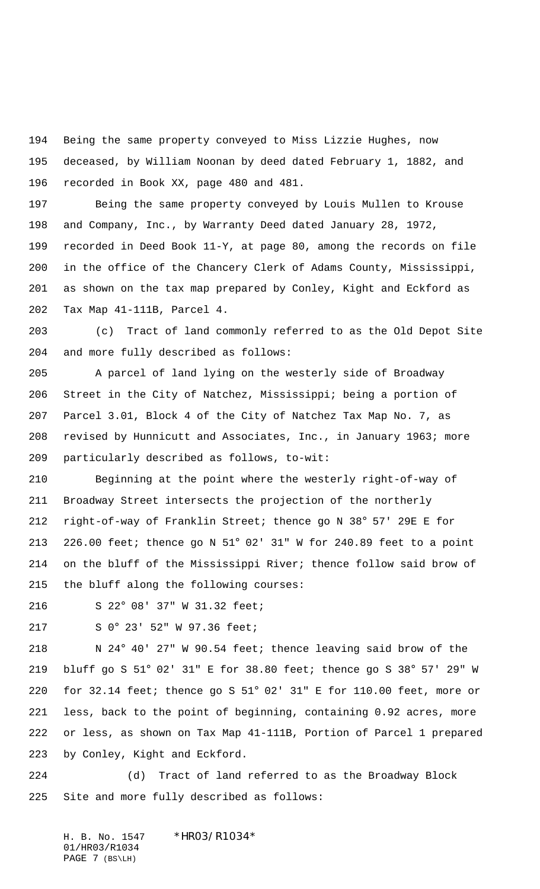Being the same property conveyed to Miss Lizzie Hughes, now deceased, by William Noonan by deed dated February 1, 1882, and recorded in Book XX, page 480 and 481.

Being the same property conveyed by Louis Mullen to Krouse and Company, Inc., by Warranty Deed dated January 28, 1972, recorded in Deed Book 11-Y, at page 80, among the records on file in the office of the Chancery Clerk of Adams County, Mississippi, as shown on the tax map prepared by Conley, Kight and Eckford as Tax Map 41-111B, Parcel 4.

(c) Tract of land commonly referred to as the Old Depot Site and more fully described as follows:

A parcel of land lying on the westerly side of Broadway Street in the City of Natchez, Mississippi; being a portion of Parcel 3.01, Block 4 of the City of Natchez Tax Map No. 7, as revised by Hunnicutt and Associates, Inc., in January 1963; more particularly described as follows, to-wit:

Beginning at the point where the westerly right-of-way of Broadway Street intersects the projection of the northerly right-of-way of Franklin Street; thence go N 38° 57' 29E E for 226.00 feet; thence go N 51° 02' 31" W for 240.89 feet to a point on the bluff of the Mississippi River; thence follow said brow of the bluff along the following courses:

S 22° 08' 37" W 31.32 feet;

S 0° 23' 52" W 97.36 feet;

N 24° 40' 27" W 90.54 feet; thence leaving said brow of the bluff go S 51° 02' 31" E for 38.80 feet; thence go S 38° 57' 29" W for 32.14 feet; thence go S 51° 02' 31" E for 110.00 feet, more or less, back to the point of beginning, containing 0.92 acres, more or less, as shown on Tax Map 41-111B, Portion of Parcel 1 prepared by Conley, Kight and Eckford.

(d) Tract of land referred to as the Broadway Block Site and more fully described as follows: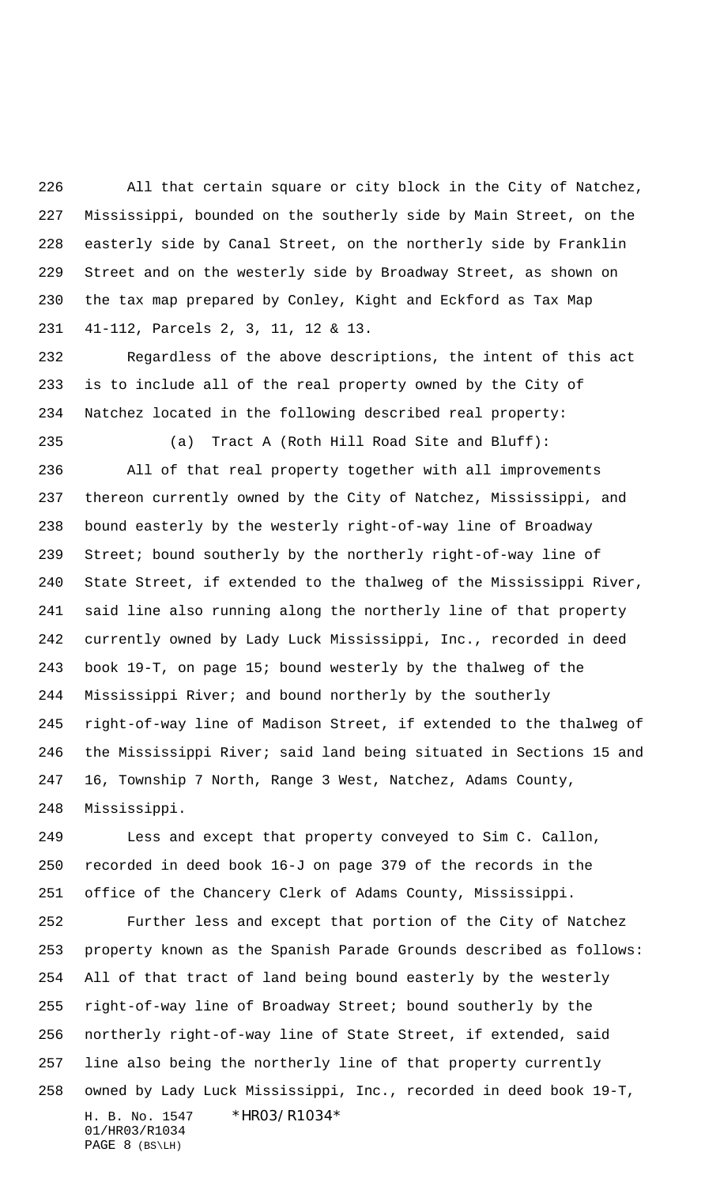All that certain square or city block in the City of Natchez, Mississippi, bounded on the southerly side by Main Street, on the easterly side by Canal Street, on the northerly side by Franklin Street and on the westerly side by Broadway Street, as shown on the tax map prepared by Conley, Kight and Eckford as Tax Map 41-112, Parcels 2, 3, 11, 12 & 13.

Regardless of the above descriptions, the intent of this act is to include all of the real property owned by the City of Natchez located in the following described real property:

(a) Tract A (Roth Hill Road Site and Bluff):

All of that real property together with all improvements thereon currently owned by the City of Natchez, Mississippi, and bound easterly by the westerly right-of-way line of Broadway Street; bound southerly by the northerly right-of-way line of State Street, if extended to the thalweg of the Mississippi River, said line also running along the northerly line of that property currently owned by Lady Luck Mississippi, Inc., recorded in deed book 19-T, on page 15; bound westerly by the thalweg of the Mississippi River; and bound northerly by the southerly right-of-way line of Madison Street, if extended to the thalweg of the Mississippi River; said land being situated in Sections 15 and 16, Township 7 North, Range 3 West, Natchez, Adams County, Mississippi.

Less and except that property conveyed to Sim C. Callon, recorded in deed book 16-J on page 379 of the records in the office of the Chancery Clerk of Adams County, Mississippi.

Further less and except that portion of the City of Natchez property known as the Spanish Parade Grounds described as follows: All of that tract of land being bound easterly by the westerly right-of-way line of Broadway Street; bound southerly by the northerly right-of-way line of State Street, if extended, said line also being the northerly line of that property currently owned by Lady Luck Mississippi, Inc., recorded in deed book 19-T,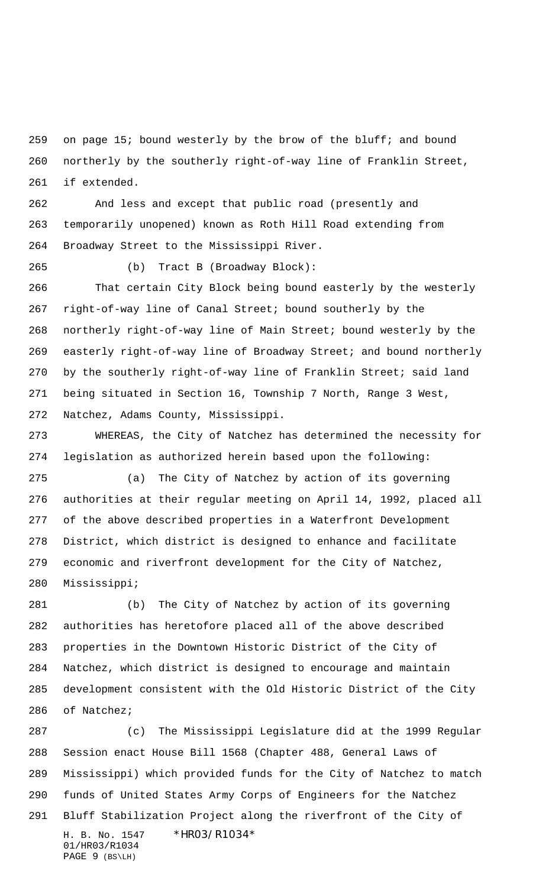on page 15; bound westerly by the brow of the bluff; and bound northerly by the southerly right-of-way line of Franklin Street, if extended.

And less and except that public road (presently and temporarily unopened) known as Roth Hill Road extending from Broadway Street to the Mississippi River.

(b) Tract B (Broadway Block):

That certain City Block being bound easterly by the westerly right-of-way line of Canal Street; bound southerly by the northerly right-of-way line of Main Street; bound westerly by the easterly right-of-way line of Broadway Street; and bound northerly by the southerly right-of-way line of Franklin Street; said land being situated in Section 16, Township 7 North, Range 3 West, Natchez, Adams County, Mississippi.

WHEREAS, the City of Natchez has determined the necessity for legislation as authorized herein based upon the following:

(a) The City of Natchez by action of its governing authorities at their regular meeting on April 14, 1992, placed all of the above described properties in a Waterfront Development District, which district is designed to enhance and facilitate economic and riverfront development for the City of Natchez, Mississippi;

(b) The City of Natchez by action of its governing authorities has heretofore placed all of the above described properties in the Downtown Historic District of the City of Natchez, which district is designed to encourage and maintain development consistent with the Old Historic District of the City of Natchez;

(c) The Mississippi Legislature did at the 1999 Regular Session enact House Bill 1568 (Chapter 488, General Laws of Mississippi) which provided funds for the City of Natchez to match funds of United States Army Corps of Engineers for the Natchez Bluff Stabilization Project along the riverfront of the City of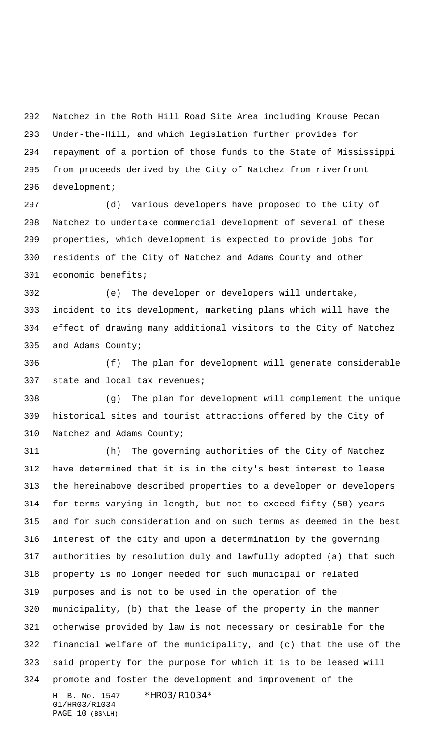Natchez in the Roth Hill Road Site Area including Krouse Pecan Under-the-Hill, and which legislation further provides for repayment of a portion of those funds to the State of Mississippi from proceeds derived by the City of Natchez from riverfront development;

(d) Various developers have proposed to the City of Natchez to undertake commercial development of several of these properties, which development is expected to provide jobs for residents of the City of Natchez and Adams County and other economic benefits;

(e) The developer or developers will undertake, incident to its development, marketing plans which will have the effect of drawing many additional visitors to the City of Natchez and Adams County;

(f) The plan for development will generate considerable state and local tax revenues;

(g) The plan for development will complement the unique historical sites and tourist attractions offered by the City of Natchez and Adams County;

(h) The governing authorities of the City of Natchez have determined that it is in the city's best interest to lease the hereinabove described properties to a developer or developers for terms varying in length, but not to exceed fifty (50) years and for such consideration and on such terms as deemed in the best interest of the city and upon a determination by the governing authorities by resolution duly and lawfully adopted (a) that such property is no longer needed for such municipal or related purposes and is not to be used in the operation of the municipality, (b) that the lease of the property in the manner otherwise provided by law is not necessary or desirable for the financial welfare of the municipality, and (c) that the use of the said property for the purpose for which it is to be leased will promote and foster the development and improvement of the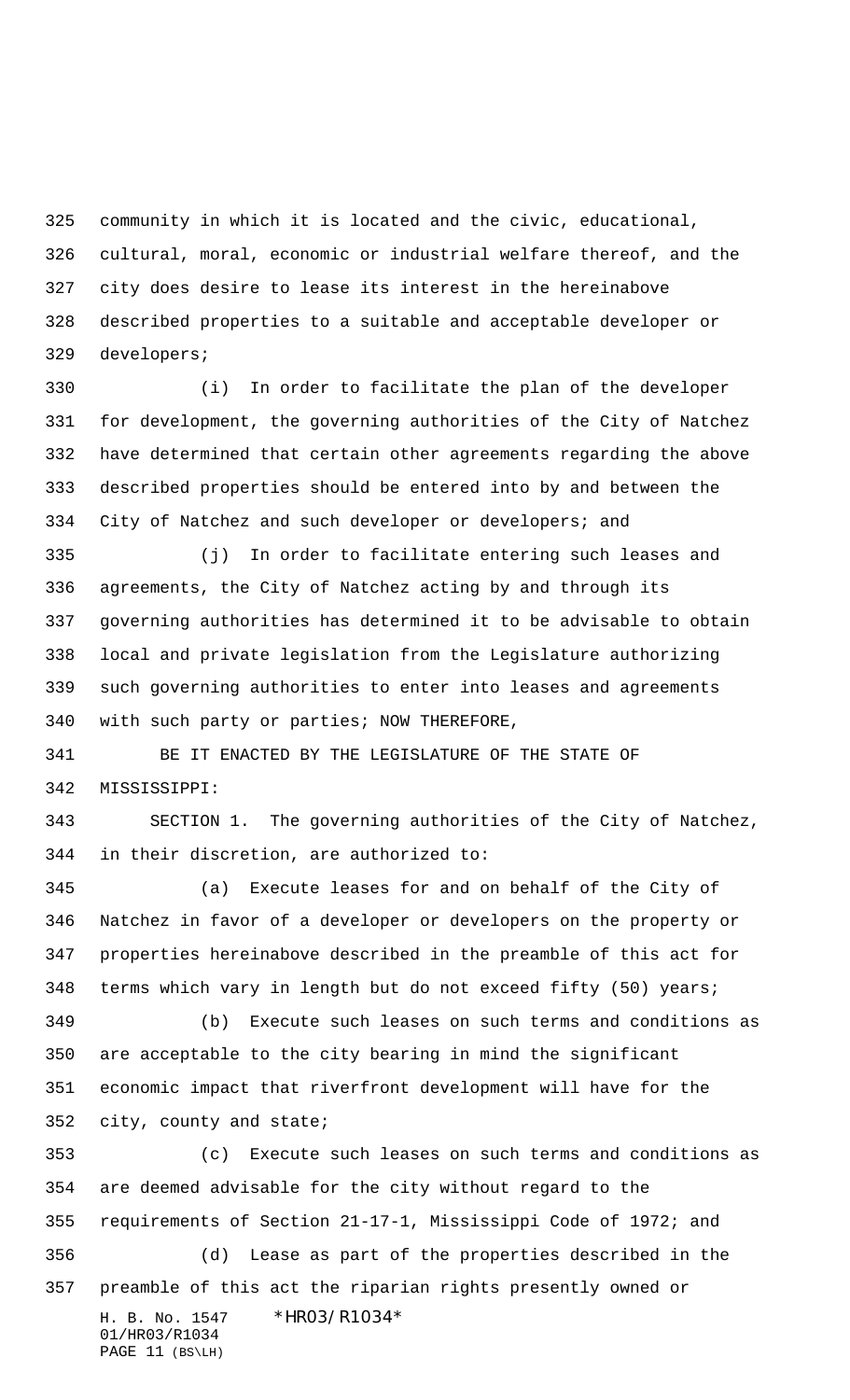community in which it is located and the civic, educational, cultural, moral, economic or industrial welfare thereof, and the city does desire to lease its interest in the hereinabove described properties to a suitable and acceptable developer or developers;

(i) In order to facilitate the plan of the developer for development, the governing authorities of the City of Natchez have determined that certain other agreements regarding the above described properties should be entered into by and between the City of Natchez and such developer or developers; and

(j) In order to facilitate entering such leases and agreements, the City of Natchez acting by and through its governing authorities has determined it to be advisable to obtain local and private legislation from the Legislature authorizing such governing authorities to enter into leases and agreements with such party or parties; NOW THEREFORE,

BE IT ENACTED BY THE LEGISLATURE OF THE STATE OF MISSISSIPPI:

SECTION 1. The governing authorities of the City of Natchez, in their discretion, are authorized to:

(a) Execute leases for and on behalf of the City of Natchez in favor of a developer or developers on the property or properties hereinabove described in the preamble of this act for terms which vary in length but do not exceed fifty (50) years;

(b) Execute such leases on such terms and conditions as are acceptable to the city bearing in mind the significant economic impact that riverfront development will have for the city, county and state;

(c) Execute such leases on such terms and conditions as are deemed advisable for the city without regard to the requirements of Section 21-17-1, Mississippi Code of 1972; and

(d) Lease as part of the properties described in the preamble of this act the riparian rights presently owned or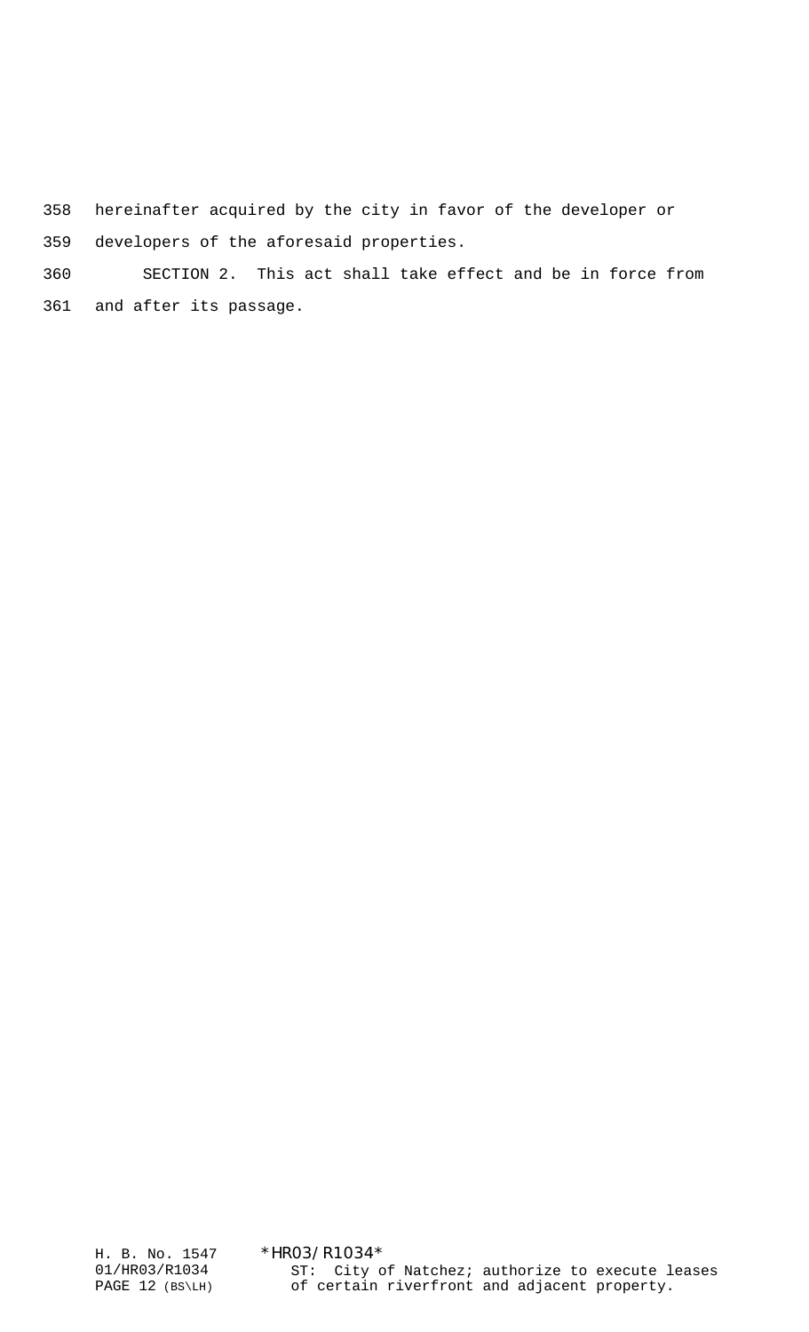hereinafter acquired by the city in favor of the developer or developers of the aforesaid properties.

SECTION 2. This act shall take effect and be in force from and after its passage.